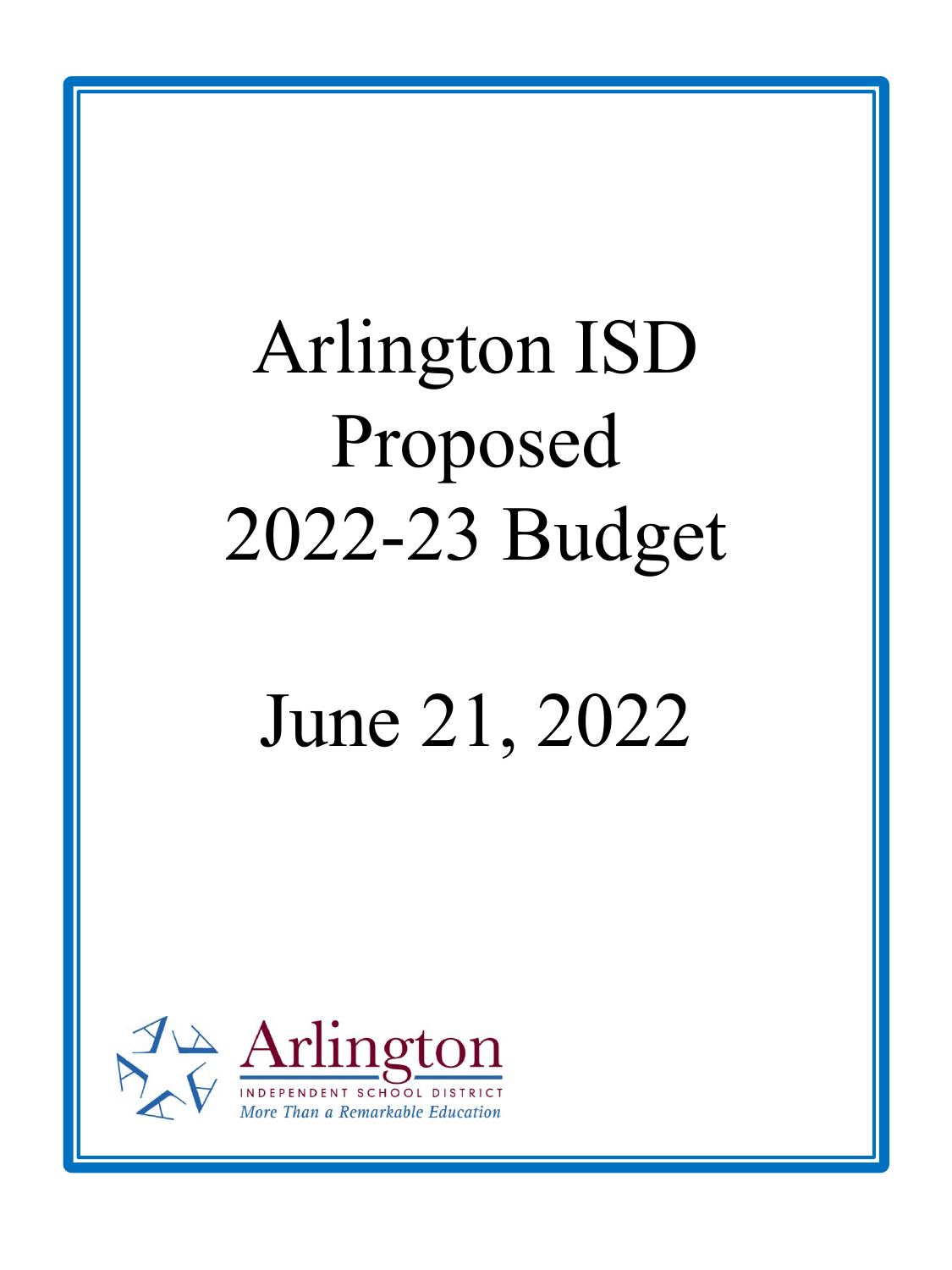# Arlington ISD Proposed 2022-23 Budget

## June 21, 2022

Arlington
INDEPENDENT SCHOOL DISTRICT
*More Than a Remarkable Education*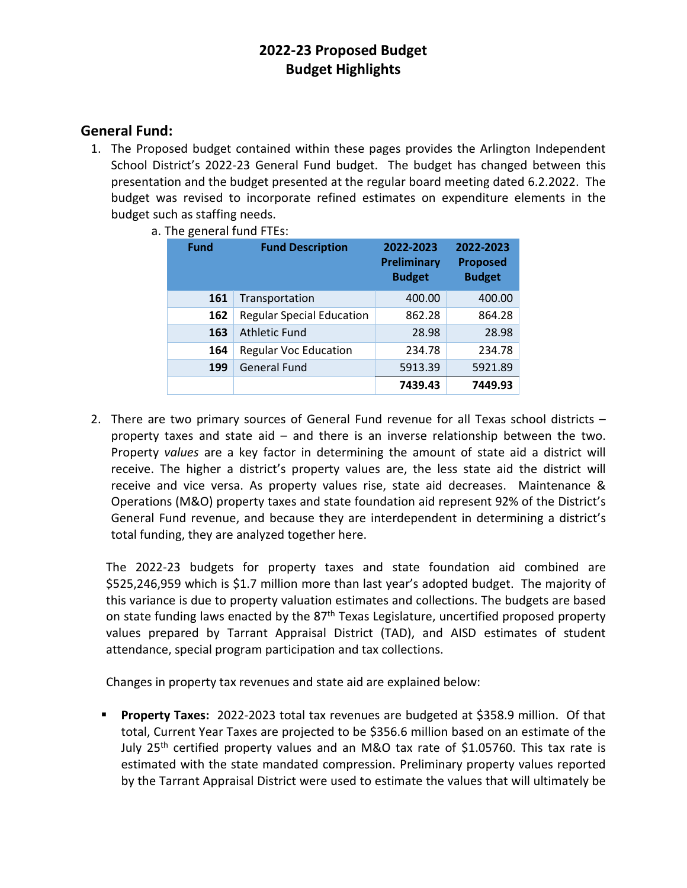# 2022-23 Proposed Budget
# Budget Highlights

## General Fund:

1. The Proposed budget contained within these pages provides the Arlington Independent School District's 2022-23 General Fund budget. The budget has changed between this presentation and the budget presented at the regular board meeting dated 6.2.2022. The budget was revised to incorporate refined estimates on expenditure elements in the budget such as staffing needs.

   a. The general fund FTEs:

| Fund | Fund Description | 2022-2023 Preliminary Budget | 2022-2023 Proposed Budget |
|---|---|---|---|
| 161 | Transportation | 400.00 | 400.00 |
| 162 | Regular Special Education | 862.28 | 864.28 |
| 163 | Athletic Fund | 28.98 | 28.98 |
| 164 | Regular Voc Education | 234.78 | 234.78 |
| 199 | General Fund | 5913.39 | 5921.89 |
| | | **7439.43** | **7449.93** |

2. There are two primary sources of General Fund revenue for all Texas school districts – property taxes and state aid – and there is an inverse relationship between the two. Property *values* are a key factor in determining the amount of state aid a district will receive. The higher a district's property values are, the less state aid the district will receive and vice versa. As property values rise, state aid decreases. Maintenance & Operations (M&O) property taxes and state foundation aid represent 92% of the District's General Fund revenue, and because they are interdependent in determining a district's total funding, they are analyzed together here.

   The 2022-23 budgets for property taxes and state foundation aid combined are $525,246,959 which is $1.7 million more than last year's adopted budget. The majority of this variance is due to property valuation estimates and collections. The budgets are based on state funding laws enacted by the 87th Texas Legislature, uncertified proposed property values prepared by Tarrant Appraisal District (TAD), and AISD estimates of student attendance, special program participation and tax collections.

   Changes in property tax revenues and state aid are explained below:

   - **Property Taxes:** 2022-2023 total tax revenues are budgeted at $358.9 million. Of that total, Current Year Taxes are projected to be $356.6 million based on an estimate of the July 25th certified property values and an M&O tax rate of $1.05760. This tax rate is estimated with the state mandated compression. Preliminary property values reported by the Tarrant Appraisal District were used to estimate the values that will ultimately be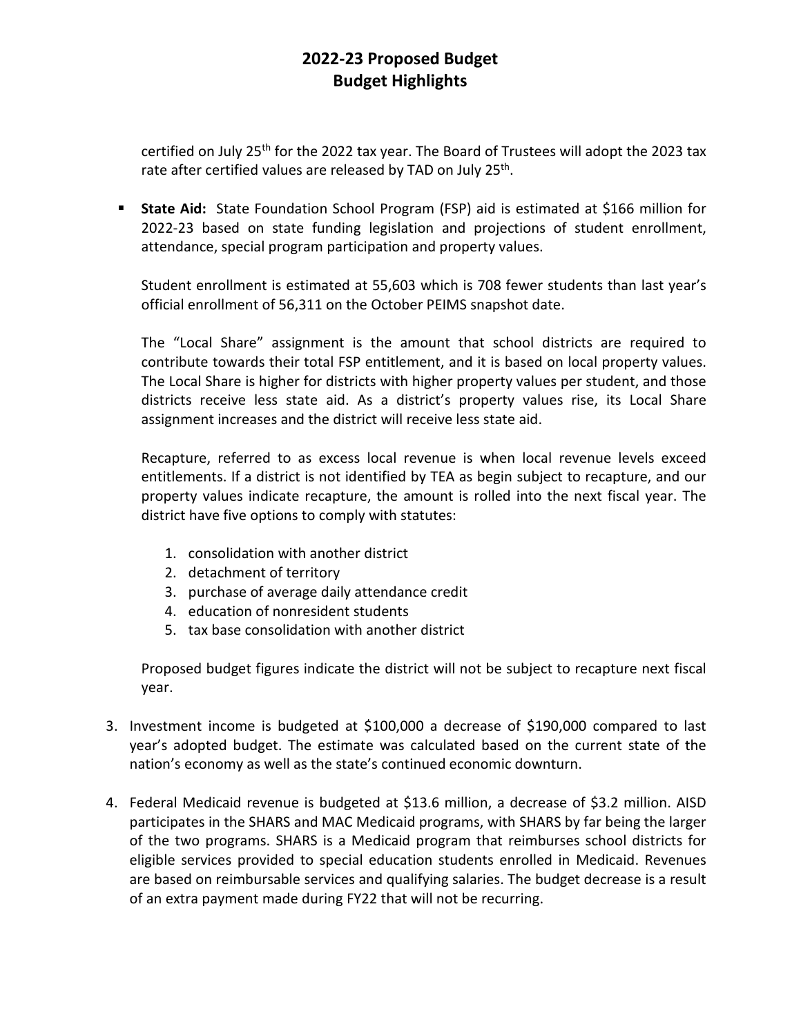certified on July 25th for the 2022 tax year. The Board of Trustees will adopt the 2023 tax rate after certified values are released by TAD on July 25th.

- **State Aid:** State Foundation School Program (FSP) aid is estimated at $166 million for 2022-23 based on state funding legislation and projections of student enrollment, attendance, special program participation and property values.

  Student enrollment is estimated at 55,603 which is 708 fewer students than last year's official enrollment of 56,311 on the October PEIMS snapshot date.

  The "Local Share" assignment is the amount that school districts are required to contribute towards their total FSP entitlement, and it is based on local property values. The Local Share is higher for districts with higher property values per student, and those districts receive less state aid. As a district's property values rise, its Local Share assignment increases and the district will receive less state aid.

  Recapture, referred to as excess local revenue is when local revenue levels exceed entitlements. If a district is not identified by TEA as begin subject to recapture, and our property values indicate recapture, the amount is rolled into the next fiscal year. The district have five options to comply with statutes:

  1. consolidation with another district
  2. detachment of territory
  3. purchase of average daily attendance credit
  4. education of nonresident students
  5. tax base consolidation with another district

  Proposed budget figures indicate the district will not be subject to recapture next fiscal year.

3. Investment income is budgeted at $100,000 a decrease of $190,000 compared to last year's adopted budget. The estimate was calculated based on the current state of the nation's economy as well as the state's continued economic downturn.

4. Federal Medicaid revenue is budgeted at $13.6 million, a decrease of $3.2 million. AISD participates in the SHARS and MAC Medicaid programs, with SHARS by far being the larger of the two programs. SHARS is a Medicaid program that reimburses school districts for eligible services provided to special education students enrolled in Medicaid. Revenues are based on reimbursable services and qualifying salaries. The budget decrease is a result of an extra payment made during FY22 that will not be recurring.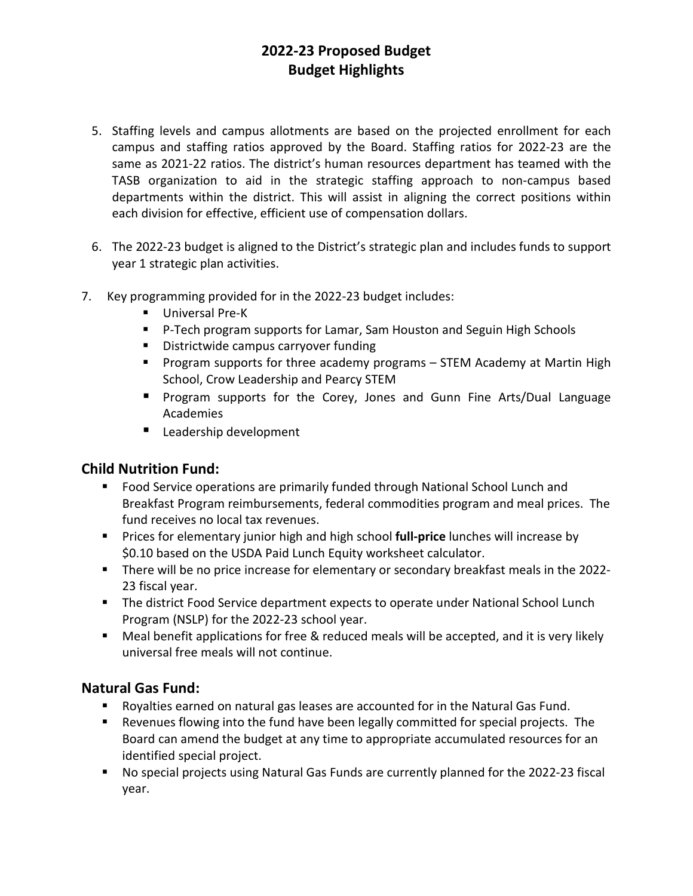# 2022-23 Proposed Budget
## Budget Highlights

5. Staffing levels and campus allotments are based on the projected enrollment for each campus and staffing ratios approved by the Board. Staffing ratios for 2022-23 are the same as 2021-22 ratios. The district's human resources department has teamed with the TASB organization to aid in the strategic staffing approach to non-campus based departments within the district. This will assist in aligning the correct positions within each division for effective, efficient use of compensation dollars.

6. The 2022-23 budget is aligned to the District's strategic plan and includes funds to support year 1 strategic plan activities.

7. Key programming provided for in the 2022-23 budget includes:
   - Universal Pre-K
   - P-Tech program supports for Lamar, Sam Houston and Seguin High Schools
   - Districtwide campus carryover funding
   - Program supports for three academy programs – STEM Academy at Martin High School, Crow Leadership and Pearcy STEM
   - Program supports for the Corey, Jones and Gunn Fine Arts/Dual Language Academies
   - Leadership development

## Child Nutrition Fund:

- Food Service operations are primarily funded through National School Lunch and Breakfast Program reimbursements, federal commodities program and meal prices. The fund receives no local tax revenues.
- Prices for elementary junior high and high school **full-price** lunches will increase by $0.10 based on the USDA Paid Lunch Equity worksheet calculator.
- There will be no price increase for elementary or secondary breakfast meals in the 2022-23 fiscal year.
- The district Food Service department expects to operate under National School Lunch Program (NSLP) for the 2022-23 school year.
- Meal benefit applications for free & reduced meals will be accepted, and it is very likely universal free meals will not continue.

## Natural Gas Fund:

- Royalties earned on natural gas leases are accounted for in the Natural Gas Fund.
- Revenues flowing into the fund have been legally committed for special projects. The Board can amend the budget at any time to appropriate accumulated resources for an identified special project.
- No special projects using Natural Gas Funds are currently planned for the 2022-23 fiscal year.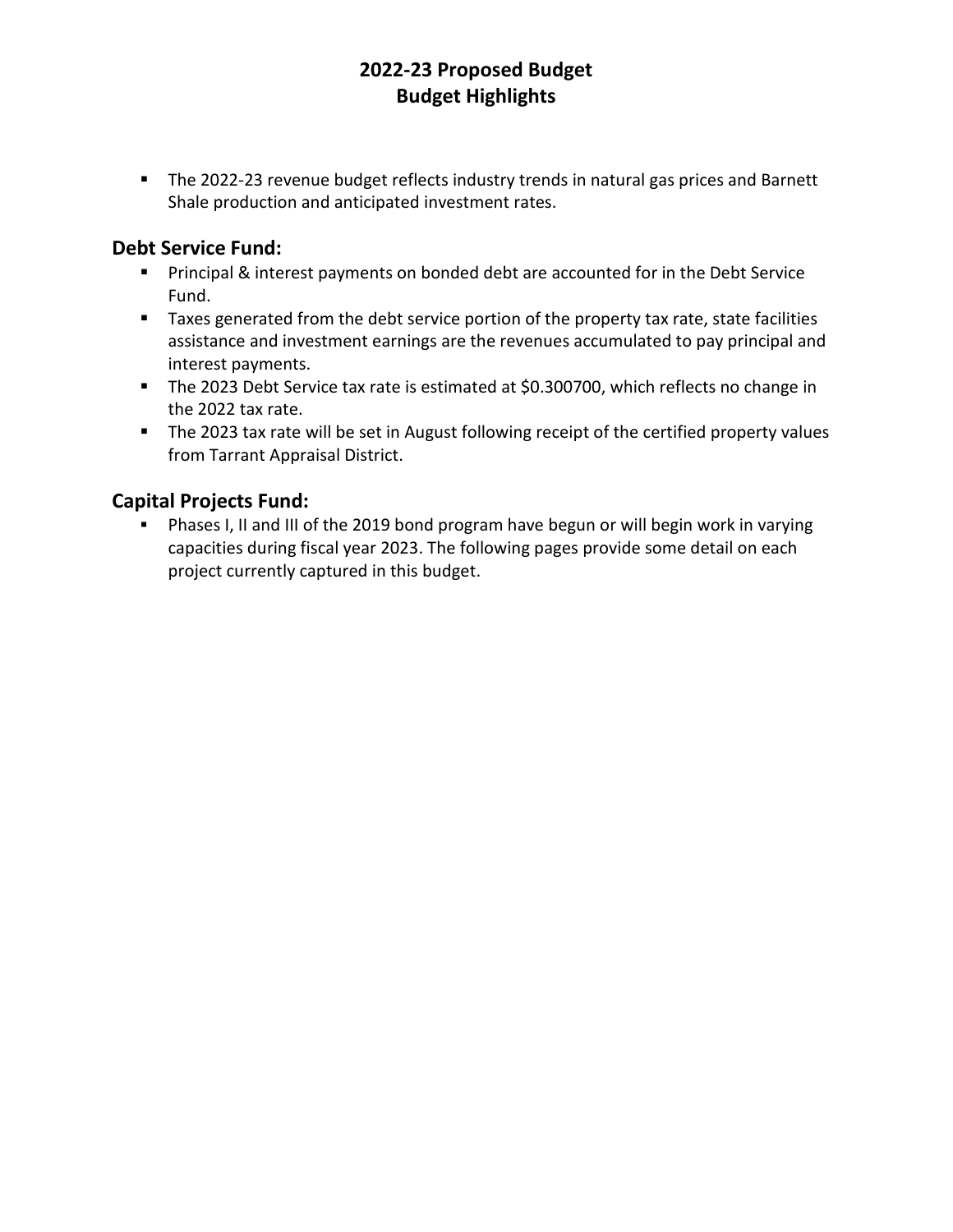# 2022-23 Proposed Budget
# Budget Highlights

- The 2022-23 revenue budget reflects industry trends in natural gas prices and Barnett Shale production and anticipated investment rates.

## Debt Service Fund:

- Principal & interest payments on bonded debt are accounted for in the Debt Service Fund.
- Taxes generated from the debt service portion of the property tax rate, state facilities assistance and investment earnings are the revenues accumulated to pay principal and interest payments.
- The 2023 Debt Service tax rate is estimated at $0.300700, which reflects no change in the 2022 tax rate.
- The 2023 tax rate will be set in August following receipt of the certified property values from Tarrant Appraisal District.

## Capital Projects Fund:

- Phases I, II and III of the 2019 bond program have begun or will begin work in varying capacities during fiscal year 2023. The following pages provide some detail on each project currently captured in this budget.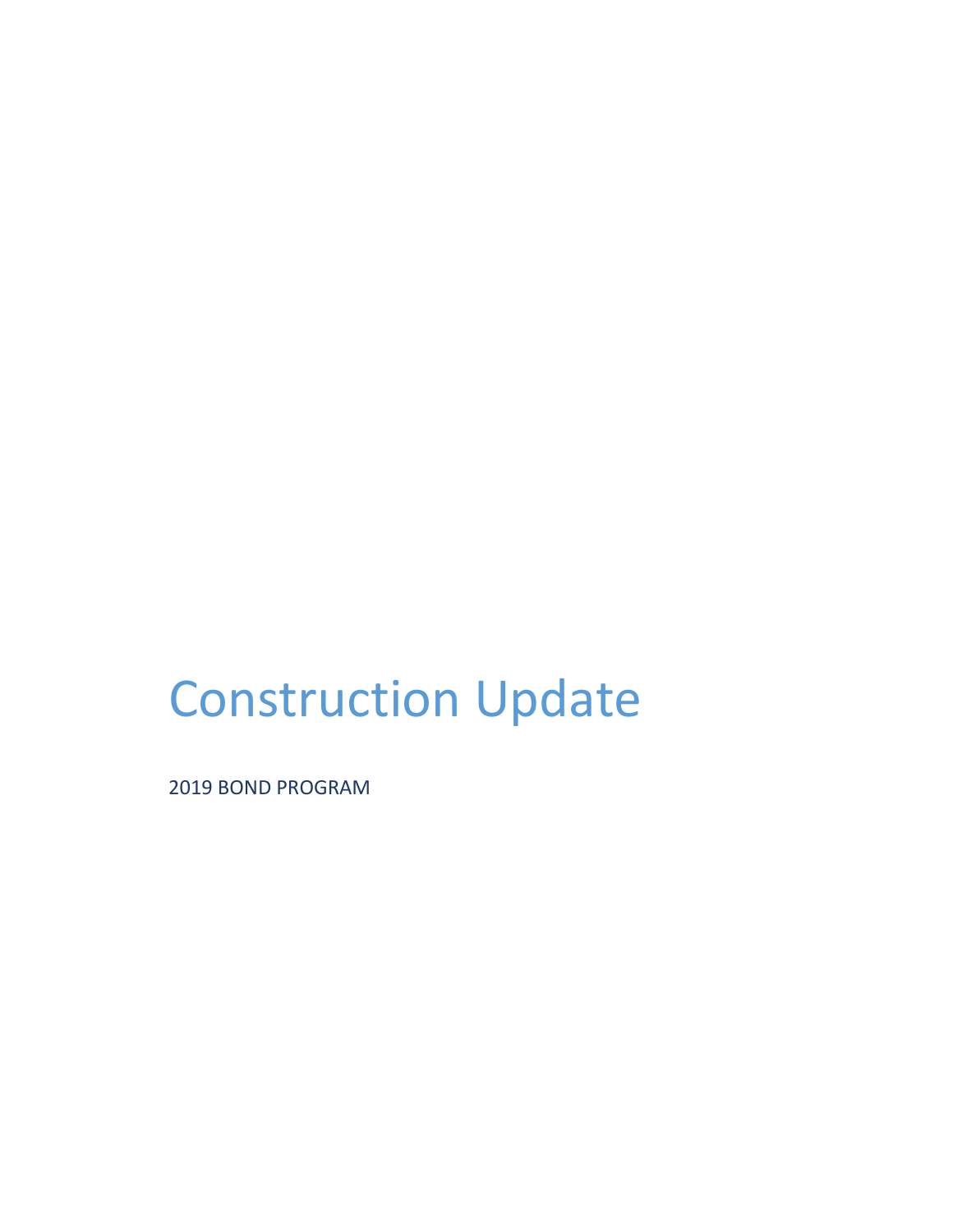# Construction Update

2019 BOND PROGRAM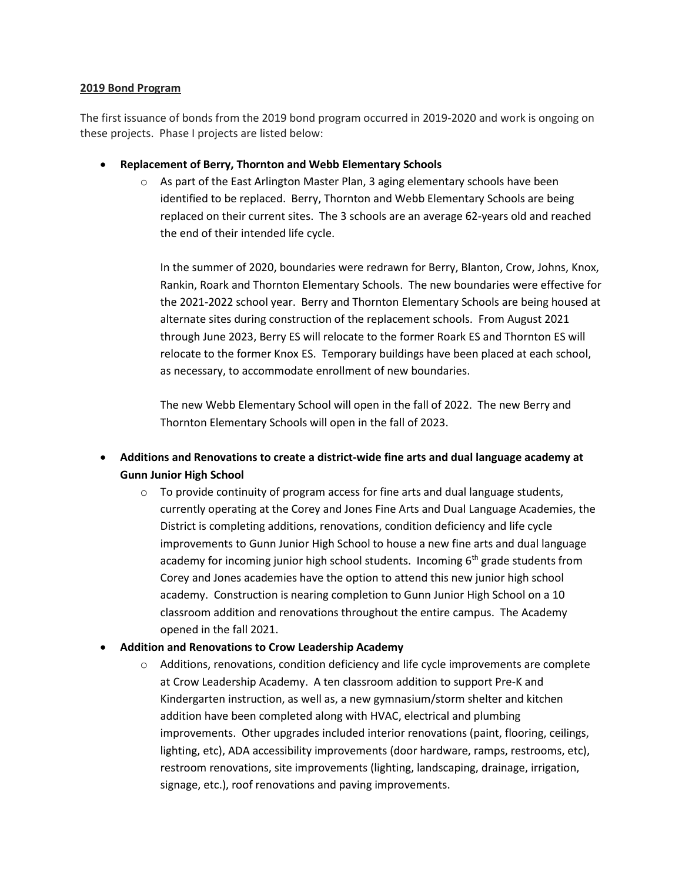**2019 Bond Program**

The first issuance of bonds from the 2019 bond program occurred in 2019-2020 and work is ongoing on these projects. Phase I projects are listed below:

- **Replacement of Berry, Thornton and Webb Elementary Schools**
  - As part of the East Arlington Master Plan, 3 aging elementary schools have been identified to be replaced. Berry, Thornton and Webb Elementary Schools are being replaced on their current sites. The 3 schools are an average 62-years old and reached the end of their intended life cycle.

    In the summer of 2020, boundaries were redrawn for Berry, Blanton, Crow, Johns, Knox, Rankin, Roark and Thornton Elementary Schools. The new boundaries were effective for the 2021-2022 school year. Berry and Thornton Elementary Schools are being housed at alternate sites during construction of the replacement schools. From August 2021 through June 2023, Berry ES will relocate to the former Roark ES and Thornton ES will relocate to the former Knox ES. Temporary buildings have been placed at each school, as necessary, to accommodate enrollment of new boundaries.

    The new Webb Elementary School will open in the fall of 2022. The new Berry and Thornton Elementary Schools will open in the fall of 2023.

- **Additions and Renovations to create a district-wide fine arts and dual language academy at Gunn Junior High School**
  - To provide continuity of program access for fine arts and dual language students, currently operating at the Corey and Jones Fine Arts and Dual Language Academies, the District is completing additions, renovations, condition deficiency and life cycle improvements to Gunn Junior High School to house a new fine arts and dual language academy for incoming junior high school students. Incoming 6th grade students from Corey and Jones academies have the option to attend this new junior high school academy. Construction is nearing completion to Gunn Junior High School on a 10 classroom addition and renovations throughout the entire campus. The Academy opened in the fall 2021.

- **Addition and Renovations to Crow Leadership Academy**
  - Additions, renovations, condition deficiency and life cycle improvements are complete at Crow Leadership Academy. A ten classroom addition to support Pre-K and Kindergarten instruction, as well as, a new gymnasium/storm shelter and kitchen addition have been completed along with HVAC, electrical and plumbing improvements. Other upgrades included interior renovations (paint, flooring, ceilings, lighting, etc), ADA accessibility improvements (door hardware, ramps, restrooms, etc), restroom renovations, site improvements (lighting, landscaping, drainage, irrigation, signage, etc.), roof renovations and paving improvements.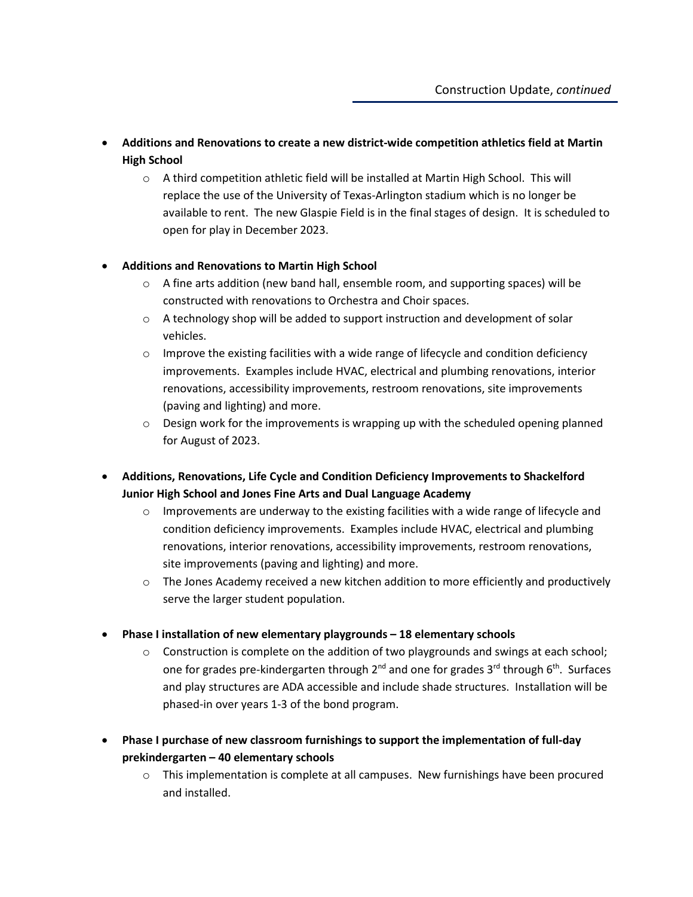- **Additions and Renovations to create a new district-wide competition athletics field at Martin High School**
  - A third competition athletic field will be installed at Martin High School. This will replace the use of the University of Texas-Arlington stadium which is no longer be available to rent. The new Glaspie Field is in the final stages of design. It is scheduled to open for play in December 2023.

- **Additions and Renovations to Martin High School**
  - A fine arts addition (new band hall, ensemble room, and supporting spaces) will be constructed with renovations to Orchestra and Choir spaces.
  - A technology shop will be added to support instruction and development of solar vehicles.
  - Improve the existing facilities with a wide range of lifecycle and condition deficiency improvements. Examples include HVAC, electrical and plumbing renovations, interior renovations, accessibility improvements, restroom renovations, site improvements (paving and lighting) and more.
  - Design work for the improvements is wrapping up with the scheduled opening planned for August of 2023.

- **Additions, Renovations, Life Cycle and Condition Deficiency Improvements to Shackelford Junior High School and Jones Fine Arts and Dual Language Academy**
  - Improvements are underway to the existing facilities with a wide range of lifecycle and condition deficiency improvements. Examples include HVAC, electrical and plumbing renovations, interior renovations, accessibility improvements, restroom renovations, site improvements (paving and lighting) and more.
  - The Jones Academy received a new kitchen addition to more efficiently and productively serve the larger student population.

- **Phase I installation of new elementary playgrounds – 18 elementary schools**
  - Construction is complete on the addition of two playgrounds and swings at each school; one for grades pre-kindergarten through 2nd and one for grades 3rd through 6th. Surfaces and play structures are ADA accessible and include shade structures. Installation will be phased-in over years 1-3 of the bond program.

- **Phase I purchase of new classroom furnishings to support the implementation of full-day prekindergarten – 40 elementary schools**
  - This implementation is complete at all campuses. New furnishings have been procured and installed.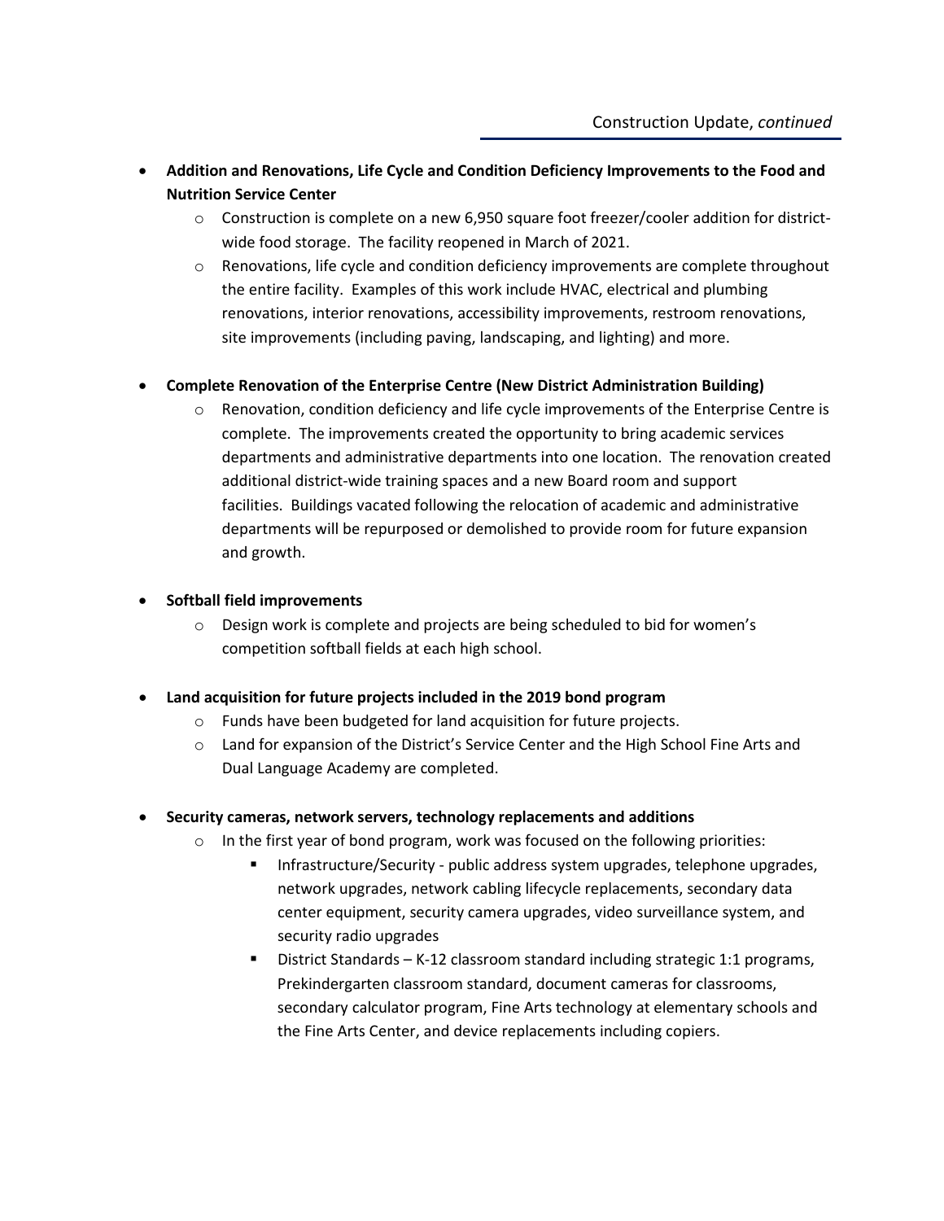- **Addition and Renovations, Life Cycle and Condition Deficiency Improvements to the Food and Nutrition Service Center**
  - Construction is complete on a new 6,950 square foot freezer/cooler addition for district-wide food storage. The facility reopened in March of 2021.
  - Renovations, life cycle and condition deficiency improvements are complete throughout the entire facility. Examples of this work include HVAC, electrical and plumbing renovations, interior renovations, accessibility improvements, restroom renovations, site improvements (including paving, landscaping, and lighting) and more.

- **Complete Renovation of the Enterprise Centre (New District Administration Building)**
  - Renovation, condition deficiency and life cycle improvements of the Enterprise Centre is complete. The improvements created the opportunity to bring academic services departments and administrative departments into one location. The renovation created additional district-wide training spaces and a new Board room and support facilities. Buildings vacated following the relocation of academic and administrative departments will be repurposed or demolished to provide room for future expansion and growth.

- **Softball field improvements**
  - Design work is complete and projects are being scheduled to bid for women's competition softball fields at each high school.

- **Land acquisition for future projects included in the 2019 bond program**
  - Funds have been budgeted for land acquisition for future projects.
  - Land for expansion of the District's Service Center and the High School Fine Arts and Dual Language Academy are completed.

- **Security cameras, network servers, technology replacements and additions**
  - In the first year of bond program, work was focused on the following priorities:
    - Infrastructure/Security - public address system upgrades, telephone upgrades, network upgrades, network cabling lifecycle replacements, secondary data center equipment, security camera upgrades, video surveillance system, and security radio upgrades
    - District Standards – K-12 classroom standard including strategic 1:1 programs, Prekindergarten classroom standard, document cameras for classrooms, secondary calculator program, Fine Arts technology at elementary schools and the Fine Arts Center, and device replacements including copiers.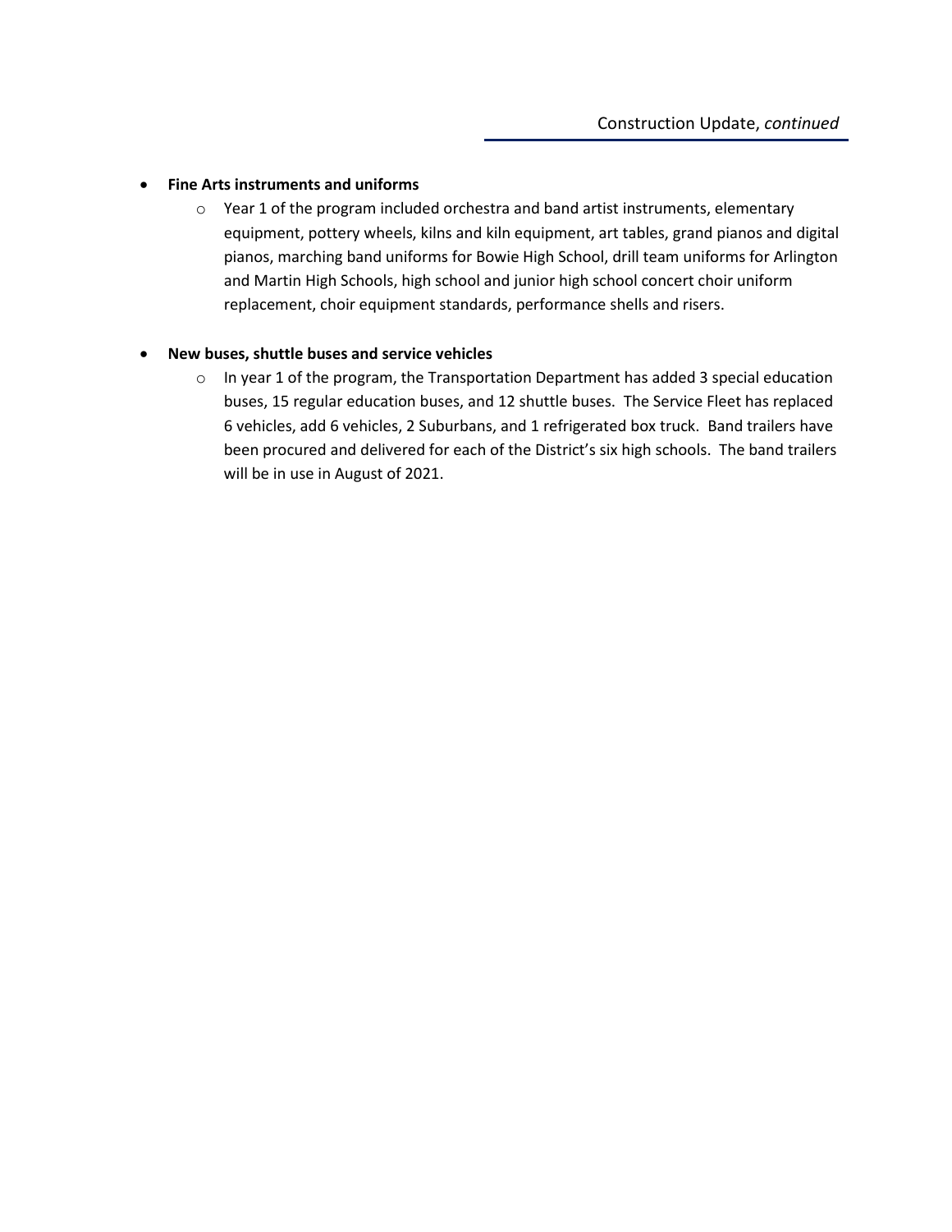- **Fine Arts instruments and uniforms**
    - Year 1 of the program included orchestra and band artist instruments, elementary equipment, pottery wheels, kilns and kiln equipment, art tables, grand pianos and digital pianos, marching band uniforms for Bowie High School, drill team uniforms for Arlington and Martin High Schools, high school and junior high school concert choir uniform replacement, choir equipment standards, performance shells and risers.

- **New buses, shuttle buses and service vehicles**
    - In year 1 of the program, the Transportation Department has added 3 special education buses, 15 regular education buses, and 12 shuttle buses. The Service Fleet has replaced 6 vehicles, add 6 vehicles, 2 Suburbans, and 1 refrigerated box truck. Band trailers have been procured and delivered for each of the District's six high schools. The band trailers will be in use in August of 2021.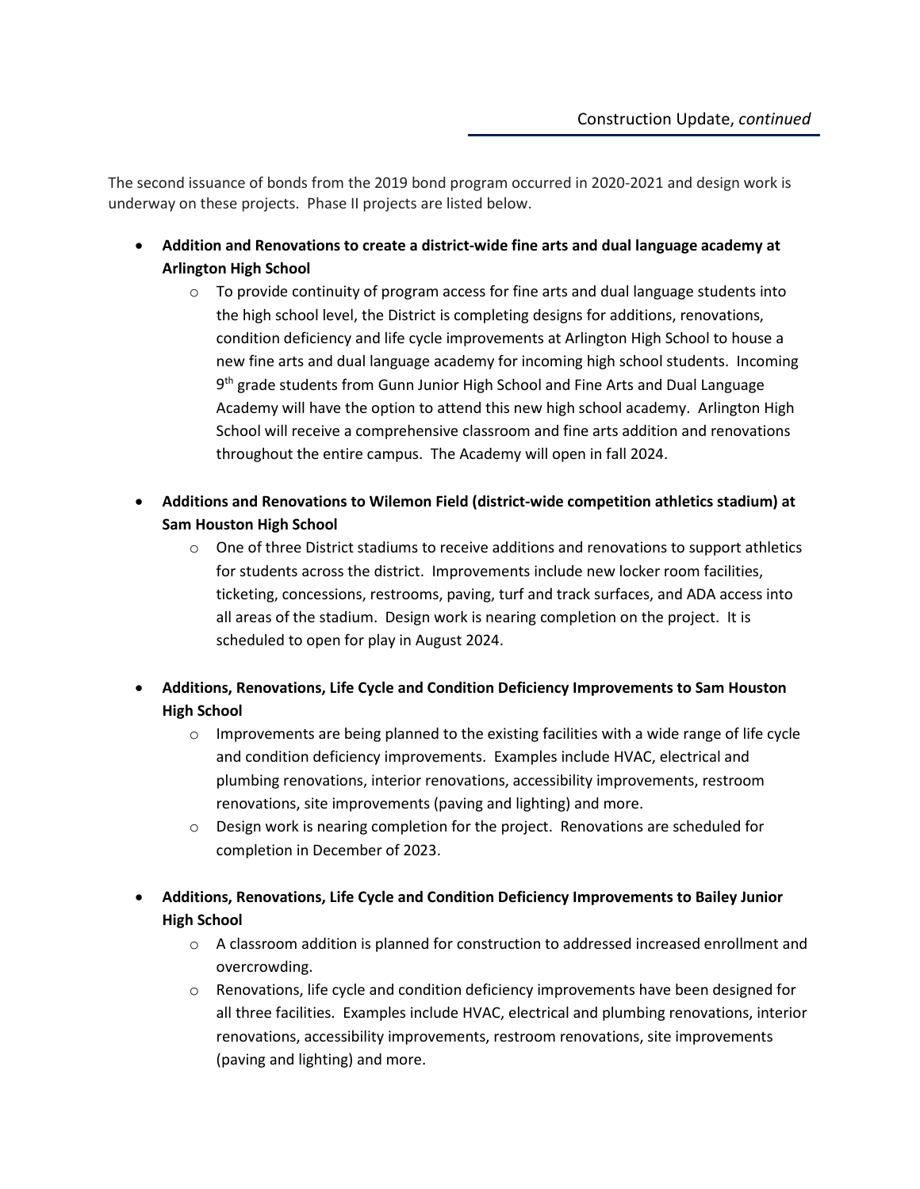The second issuance of bonds from the 2019 bond program occurred in 2020-2021 and design work is underway on these projects. Phase II projects are listed below.

- **Addition and Renovations to create a district-wide fine arts and dual language academy at Arlington High School**
  - To provide continuity of program access for fine arts and dual language students into the high school level, the District is completing designs for additions, renovations, condition deficiency and life cycle improvements at Arlington High School to house a new fine arts and dual language academy for incoming high school students. Incoming 9th grade students from Gunn Junior High School and Fine Arts and Dual Language Academy will have the option to attend this new high school academy. Arlington High School will receive a comprehensive classroom and fine arts addition and renovations throughout the entire campus. The Academy will open in fall 2024.

- **Additions and Renovations to Wilemon Field (district-wide competition athletics stadium) at Sam Houston High School**
  - One of three District stadiums to receive additions and renovations to support athletics for students across the district. Improvements include new locker room facilities, ticketing, concessions, restrooms, paving, turf and track surfaces, and ADA access into all areas of the stadium. Design work is nearing completion on the project. It is scheduled to open for play in August 2024.

- **Additions, Renovations, Life Cycle and Condition Deficiency Improvements to Sam Houston High School**
  - Improvements are being planned to the existing facilities with a wide range of life cycle and condition deficiency improvements. Examples include HVAC, electrical and plumbing renovations, interior renovations, accessibility improvements, restroom renovations, site improvements (paving and lighting) and more.
  - Design work is nearing completion for the project. Renovations are scheduled for completion in December of 2023.

- **Additions, Renovations, Life Cycle and Condition Deficiency Improvements to Bailey Junior High School**
  - A classroom addition is planned for construction to addressed increased enrollment and overcrowding.
  - Renovations, life cycle and condition deficiency improvements have been designed for all three facilities. Examples include HVAC, electrical and plumbing renovations, interior renovations, accessibility improvements, restroom renovations, site improvements (paving and lighting) and more.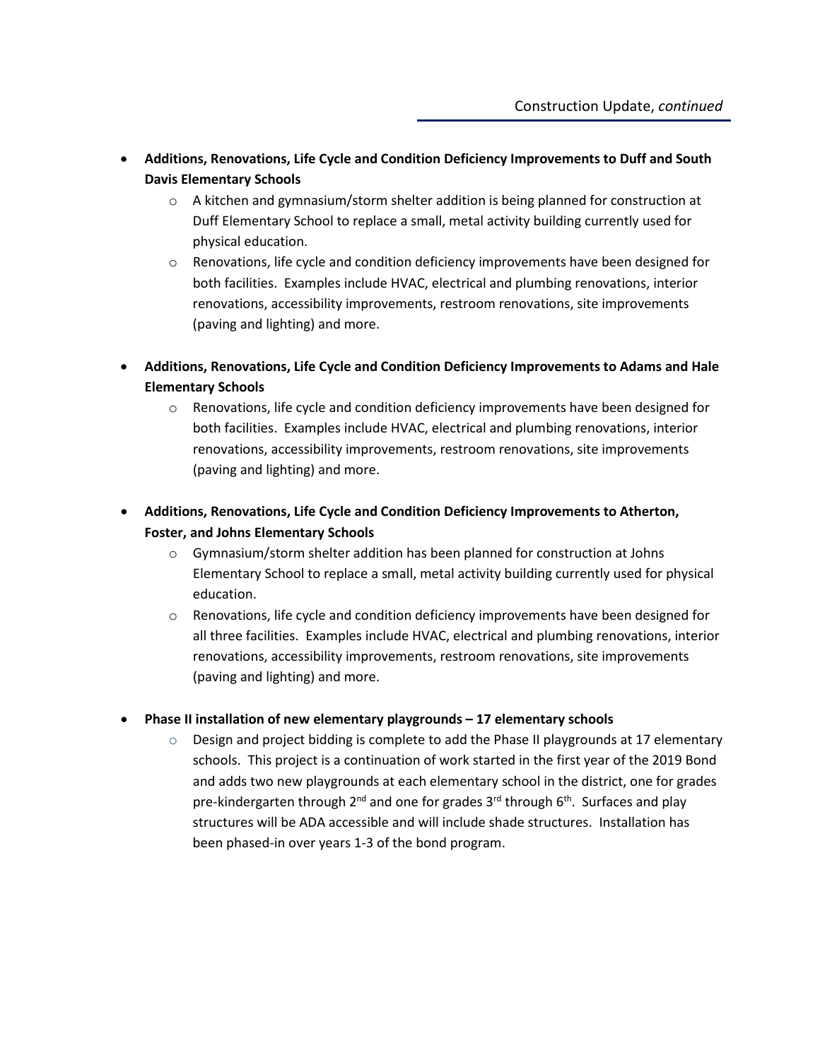- **Additions, Renovations, Life Cycle and Condition Deficiency Improvements to Duff and South Davis Elementary Schools**
  - A kitchen and gymnasium/storm shelter addition is being planned for construction at Duff Elementary School to replace a small, metal activity building currently used for physical education.
  - Renovations, life cycle and condition deficiency improvements have been designed for both facilities. Examples include HVAC, electrical and plumbing renovations, interior renovations, accessibility improvements, restroom renovations, site improvements (paving and lighting) and more.

- **Additions, Renovations, Life Cycle and Condition Deficiency Improvements to Adams and Hale Elementary Schools**
  - Renovations, life cycle and condition deficiency improvements have been designed for both facilities. Examples include HVAC, electrical and plumbing renovations, interior renovations, accessibility improvements, restroom renovations, site improvements (paving and lighting) and more.

- **Additions, Renovations, Life Cycle and Condition Deficiency Improvements to Atherton, Foster, and Johns Elementary Schools**
  - Gymnasium/storm shelter addition has been planned for construction at Johns Elementary School to replace a small, metal activity building currently used for physical education.
  - Renovations, life cycle and condition deficiency improvements have been designed for all three facilities. Examples include HVAC, electrical and plumbing renovations, interior renovations, accessibility improvements, restroom renovations, site improvements (paving and lighting) and more.

- **Phase II installation of new elementary playgrounds – 17 elementary schools**
  - Design and project bidding is complete to add the Phase II playgrounds at 17 elementary schools. This project is a continuation of work started in the first year of the 2019 Bond and adds two new playgrounds at each elementary school in the district, one for grades pre-kindergarten through 2nd and one for grades 3rd through 6th. Surfaces and play structures will be ADA accessible and will include shade structures. Installation has been phased-in over years 1-3 of the bond program.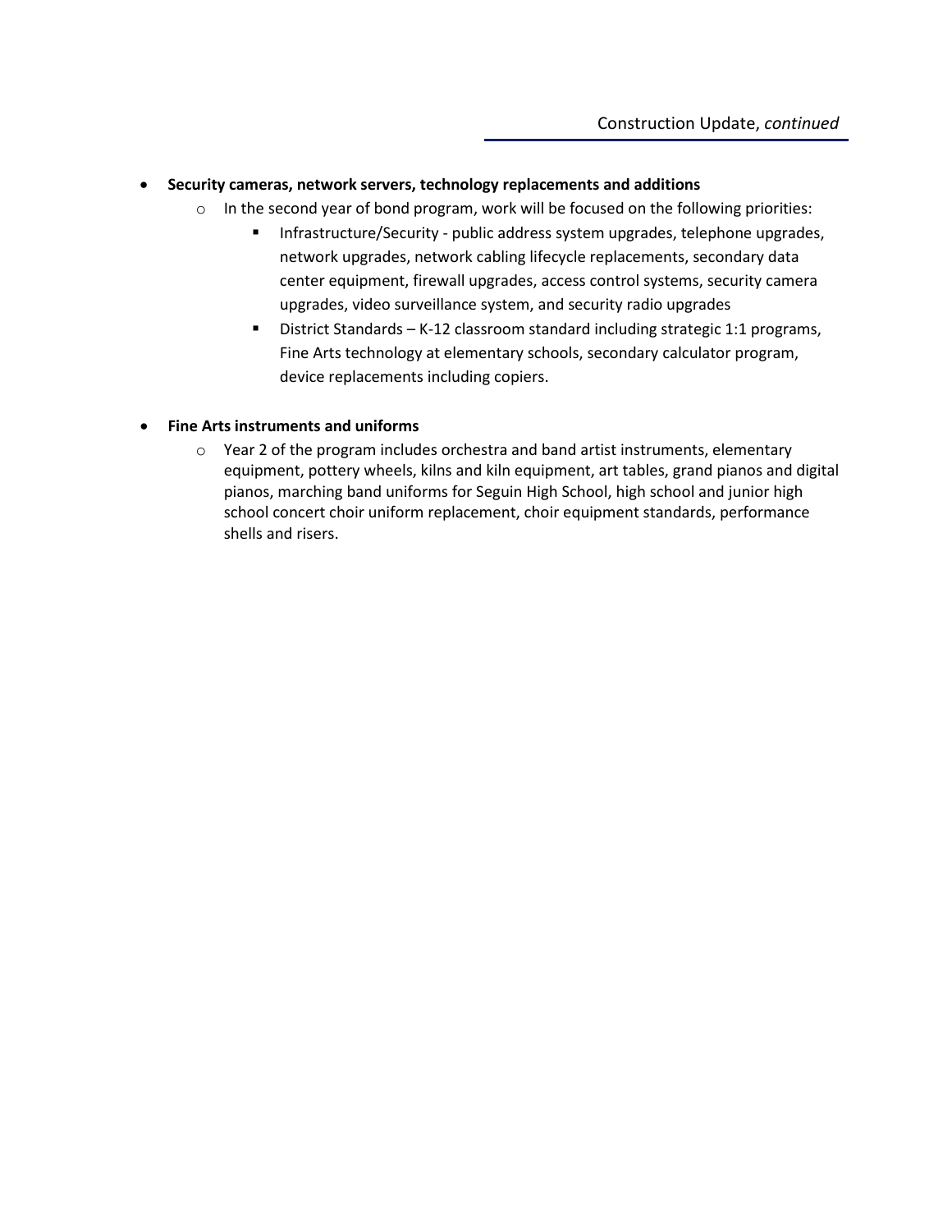- **Security cameras, network servers, technology replacements and additions**
  - In the second year of bond program, work will be focused on the following priorities:
    - Infrastructure/Security - public address system upgrades, telephone upgrades, network upgrades, network cabling lifecycle replacements, secondary data center equipment, firewall upgrades, access control systems, security camera upgrades, video surveillance system, and security radio upgrades
    - District Standards – K-12 classroom standard including strategic 1:1 programs, Fine Arts technology at elementary schools, secondary calculator program, device replacements including copiers.

- **Fine Arts instruments and uniforms**
  - Year 2 of the program includes orchestra and band artist instruments, elementary equipment, pottery wheels, kilns and kiln equipment, art tables, grand pianos and digital pianos, marching band uniforms for Seguin High School, high school and junior high school concert choir uniform replacement, choir equipment standards, performance shells and risers.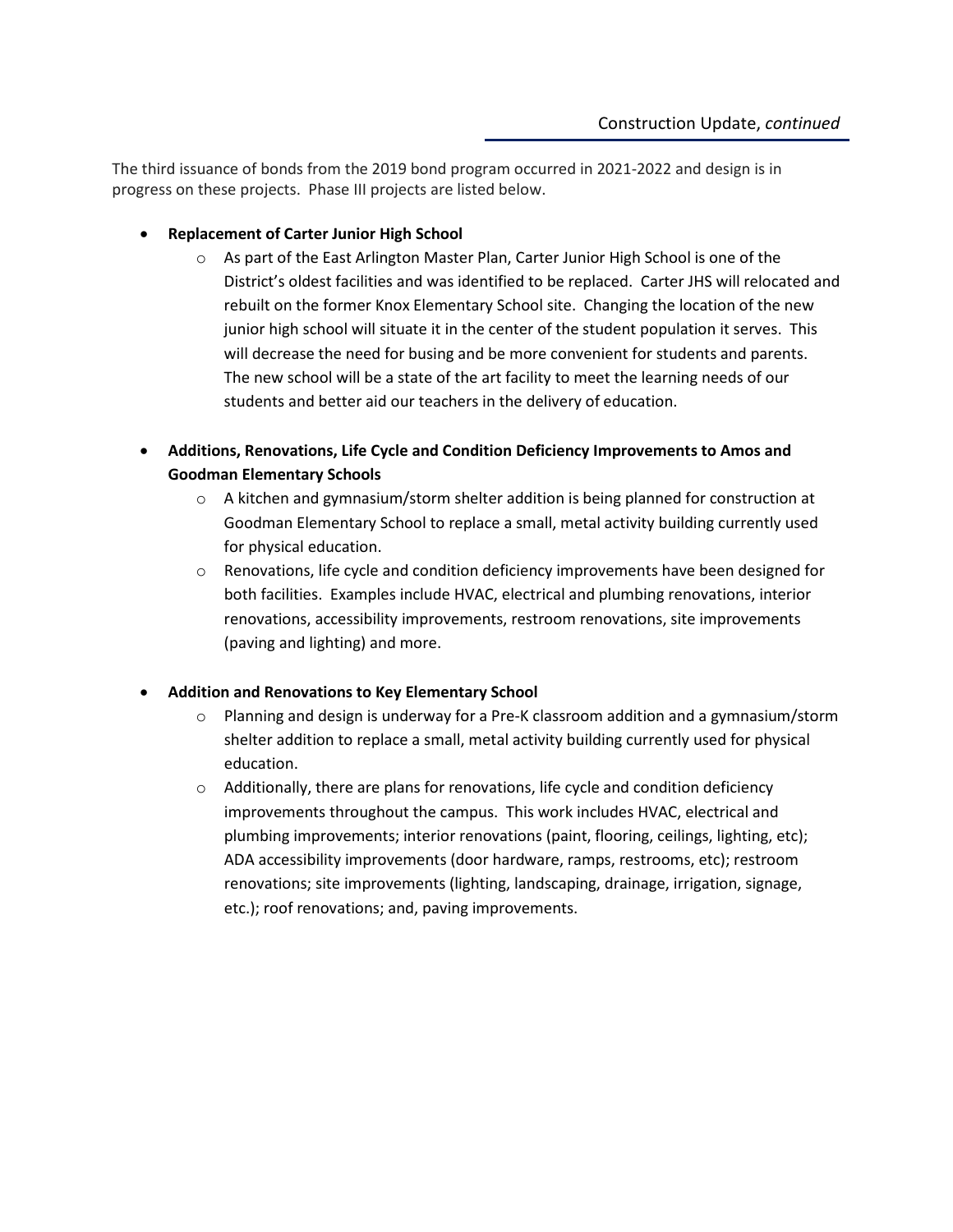The third issuance of bonds from the 2019 bond program occurred in 2021-2022 and design is in progress on these projects. Phase III projects are listed below.

- **Replacement of Carter Junior High School**
  - As part of the East Arlington Master Plan, Carter Junior High School is one of the District's oldest facilities and was identified to be replaced. Carter JHS will relocated and rebuilt on the former Knox Elementary School site. Changing the location of the new junior high school will situate it in the center of the student population it serves. This will decrease the need for busing and be more convenient for students and parents. The new school will be a state of the art facility to meet the learning needs of our students and better aid our teachers in the delivery of education.

- **Additions, Renovations, Life Cycle and Condition Deficiency Improvements to Amos and Goodman Elementary Schools**
  - A kitchen and gymnasium/storm shelter addition is being planned for construction at Goodman Elementary School to replace a small, metal activity building currently used for physical education.
  - Renovations, life cycle and condition deficiency improvements have been designed for both facilities. Examples include HVAC, electrical and plumbing renovations, interior renovations, accessibility improvements, restroom renovations, site improvements (paving and lighting) and more.

- **Addition and Renovations to Key Elementary School**
  - Planning and design is underway for a Pre-K classroom addition and a gymnasium/storm shelter addition to replace a small, metal activity building currently used for physical education.
  - Additionally, there are plans for renovations, life cycle and condition deficiency improvements throughout the campus. This work includes HVAC, electrical and plumbing improvements; interior renovations (paint, flooring, ceilings, lighting, etc); ADA accessibility improvements (door hardware, ramps, restrooms, etc); restroom renovations; site improvements (lighting, landscaping, drainage, irrigation, signage, etc.); roof renovations; and, paving improvements.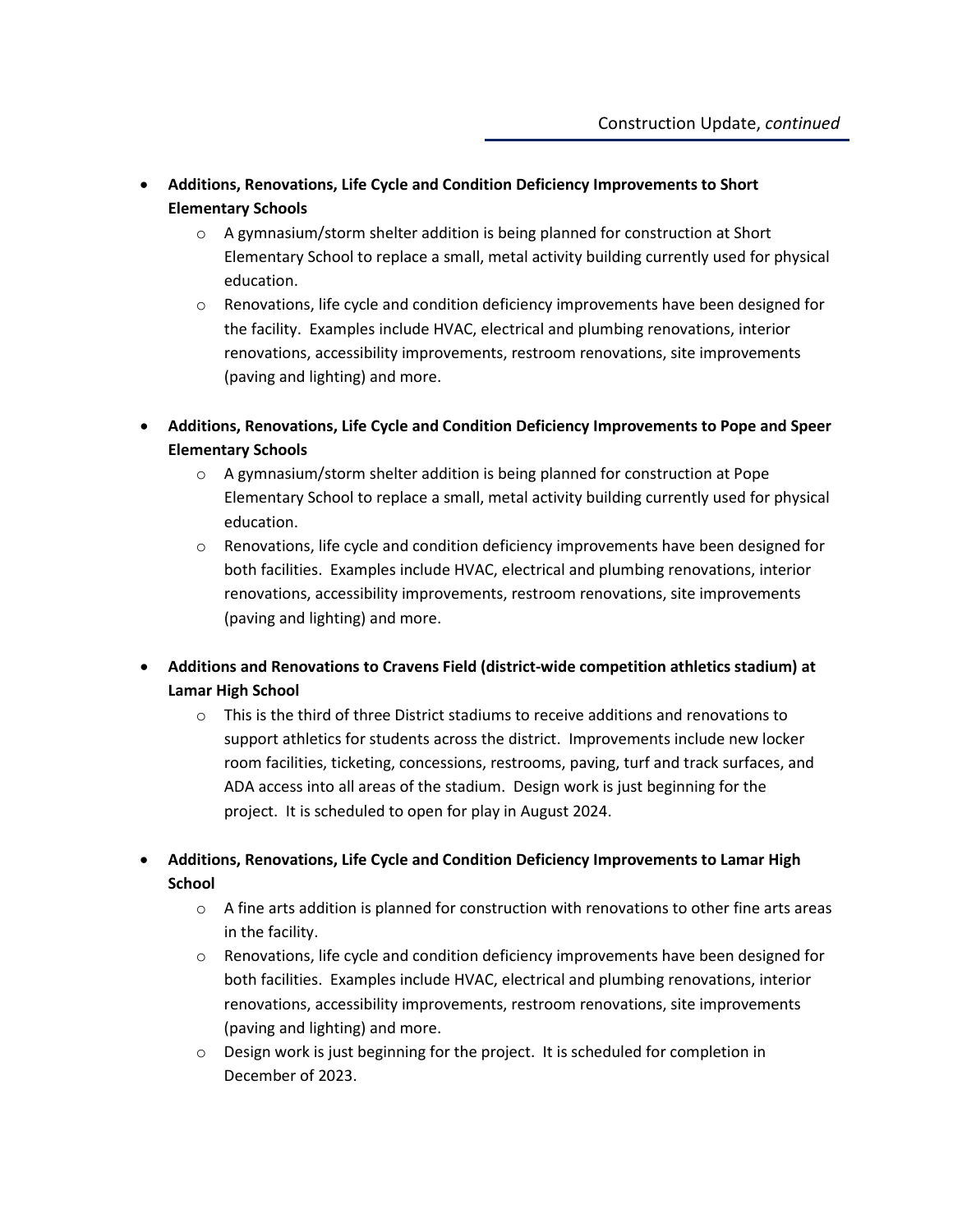- **Additions, Renovations, Life Cycle and Condition Deficiency Improvements to Short Elementary Schools**
  - A gymnasium/storm shelter addition is being planned for construction at Short Elementary School to replace a small, metal activity building currently used for physical education.
  - Renovations, life cycle and condition deficiency improvements have been designed for the facility. Examples include HVAC, electrical and plumbing renovations, interior renovations, accessibility improvements, restroom renovations, site improvements (paving and lighting) and more.

- **Additions, Renovations, Life Cycle and Condition Deficiency Improvements to Pope and Speer Elementary Schools**
  - A gymnasium/storm shelter addition is being planned for construction at Pope Elementary School to replace a small, metal activity building currently used for physical education.
  - Renovations, life cycle and condition deficiency improvements have been designed for both facilities. Examples include HVAC, electrical and plumbing renovations, interior renovations, accessibility improvements, restroom renovations, site improvements (paving and lighting) and more.

- **Additions and Renovations to Cravens Field (district-wide competition athletics stadium) at Lamar High School**
  - This is the third of three District stadiums to receive additions and renovations to support athletics for students across the district. Improvements include new locker room facilities, ticketing, concessions, restrooms, paving, turf and track surfaces, and ADA access into all areas of the stadium. Design work is just beginning for the project. It is scheduled to open for play in August 2024.

- **Additions, Renovations, Life Cycle and Condition Deficiency Improvements to Lamar High School**
  - A fine arts addition is planned for construction with renovations to other fine arts areas in the facility.
  - Renovations, life cycle and condition deficiency improvements have been designed for both facilities. Examples include HVAC, electrical and plumbing renovations, interior renovations, accessibility improvements, restroom renovations, site improvements (paving and lighting) and more.
  - Design work is just beginning for the project. It is scheduled for completion in December of 2023.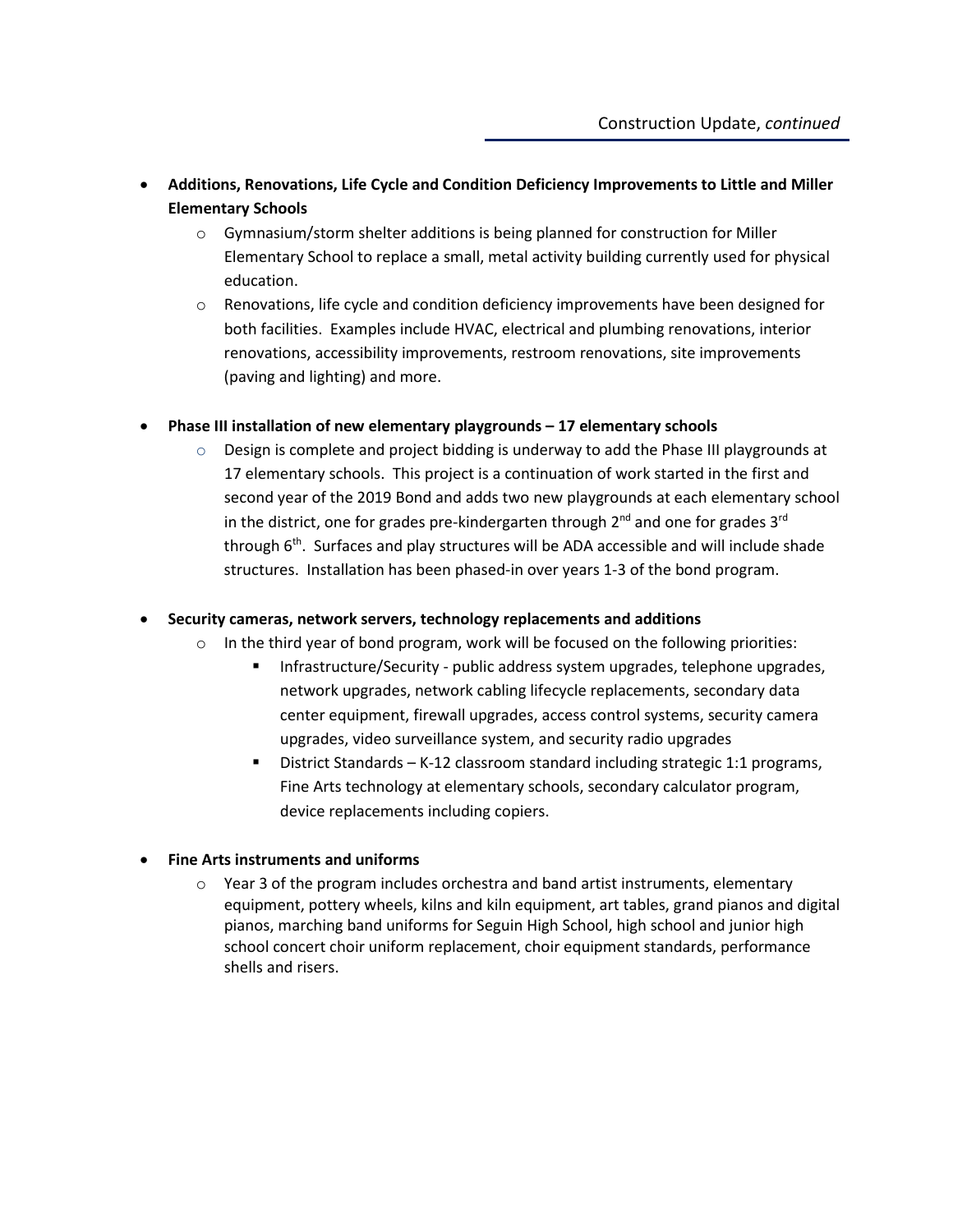- **Additions, Renovations, Life Cycle and Condition Deficiency Improvements to Little and Miller Elementary Schools**
  - Gymnasium/storm shelter additions is being planned for construction for Miller Elementary School to replace a small, metal activity building currently used for physical education.
  - Renovations, life cycle and condition deficiency improvements have been designed for both facilities. Examples include HVAC, electrical and plumbing renovations, interior renovations, accessibility improvements, restroom renovations, site improvements (paving and lighting) and more.

- **Phase III installation of new elementary playgrounds – 17 elementary schools**
  - Design is complete and project bidding is underway to add the Phase III playgrounds at 17 elementary schools. This project is a continuation of work started in the first and second year of the 2019 Bond and adds two new playgrounds at each elementary school in the district, one for grades pre-kindergarten through 2nd and one for grades 3rd through 6th. Surfaces and play structures will be ADA accessible and will include shade structures. Installation has been phased-in over years 1-3 of the bond program.

- **Security cameras, network servers, technology replacements and additions**
  - In the third year of bond program, work will be focused on the following priorities:
    - Infrastructure/Security - public address system upgrades, telephone upgrades, network upgrades, network cabling lifecycle replacements, secondary data center equipment, firewall upgrades, access control systems, security camera upgrades, video surveillance system, and security radio upgrades
    - District Standards – K-12 classroom standard including strategic 1:1 programs, Fine Arts technology at elementary schools, secondary calculator program, device replacements including copiers.

- **Fine Arts instruments and uniforms**
  - Year 3 of the program includes orchestra and band artist instruments, elementary equipment, pottery wheels, kilns and kiln equipment, art tables, grand pianos and digital pianos, marching band uniforms for Seguin High School, high school and junior high school concert choir uniform replacement, choir equipment standards, performance shells and risers.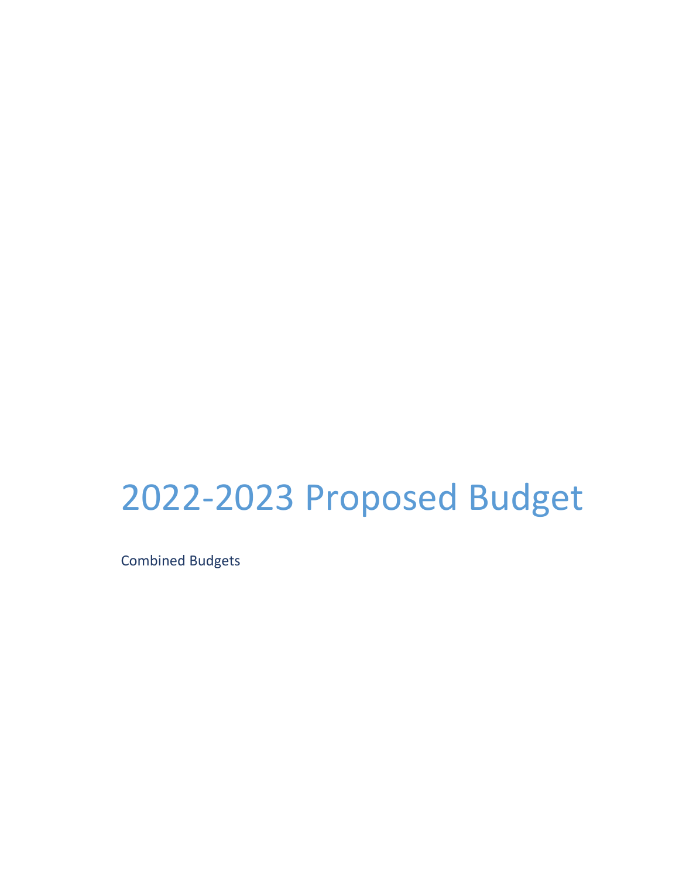# 2022-2023 Proposed Budget

Combined Budgets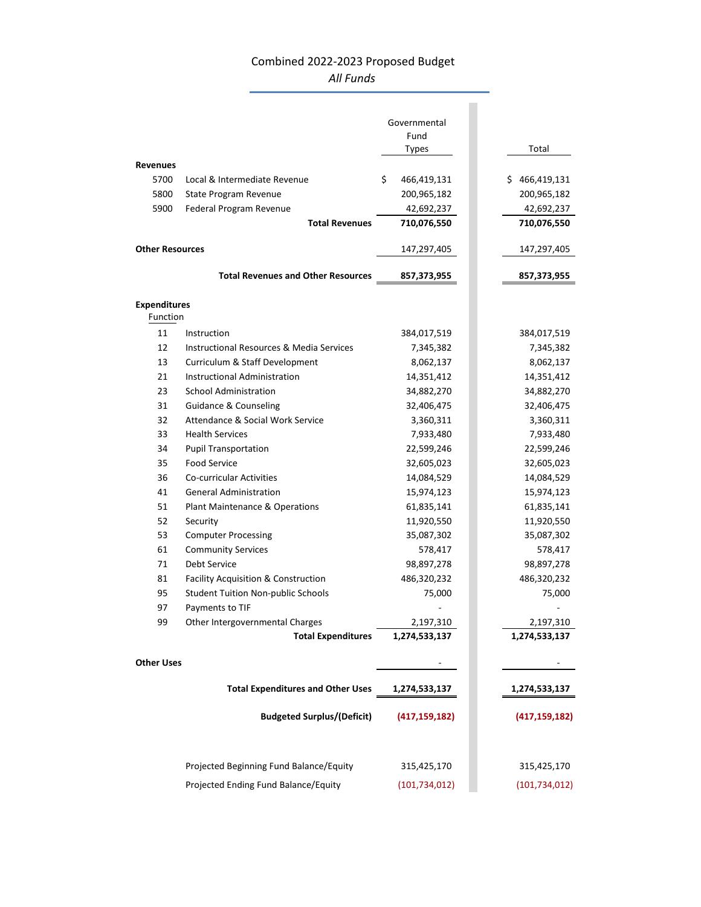# Combined 2022-2023 Proposed Budget

*All Funds*

| | | Governmental Fund Types | Total |
|---|---|---|---|
| **Revenues** | | | |
| 5700 | Local & Intermediate Revenue | $ 466,419,131 | $ 466,419,131 |
| 5800 | State Program Revenue | 200,965,182 | 200,965,182 |
| 5900 | Federal Program Revenue | 42,692,237 | 42,692,237 |
| | **Total Revenues** | **710,076,550** | **710,076,550** |
| **Other Resources** | | 147,297,405 | 147,297,405 |
| | **Total Revenues and Other Resources** | **857,373,955** | **857,373,955** |
| **Expenditures** | | | |
| Function | | | |
| 11 | Instruction | 384,017,519 | 384,017,519 |
| 12 | Instructional Resources & Media Services | 7,345,382 | 7,345,382 |
| 13 | Curriculum & Staff Development | 8,062,137 | 8,062,137 |
| 21 | Instructional Administration | 14,351,412 | 14,351,412 |
| 23 | School Administration | 34,882,270 | 34,882,270 |
| 31 | Guidance & Counseling | 32,406,475 | 32,406,475 |
| 32 | Attendance & Social Work Service | 3,360,311 | 3,360,311 |
| 33 | Health Services | 7,933,480 | 7,933,480 |
| 34 | Pupil Transportation | 22,599,246 | 22,599,246 |
| 35 | Food Service | 32,605,023 | 32,605,023 |
| 36 | Co-curricular Activities | 14,084,529 | 14,084,529 |
| 41 | General Administration | 15,974,123 | 15,974,123 |
| 51 | Plant Maintenance & Operations | 61,835,141 | 61,835,141 |
| 52 | Security | 11,920,550 | 11,920,550 |
| 53 | Computer Processing | 35,087,302 | 35,087,302 |
| 61 | Community Services | 578,417 | 578,417 |
| 71 | Debt Service | 98,897,278 | 98,897,278 |
| 81 | Facility Acquisition & Construction | 486,320,232 | 486,320,232 |
| 95 | Student Tuition Non-public Schools | 75,000 | 75,000 |
| 97 | Payments to TIF | - | - |
| 99 | Other Intergovernmental Charges | 2,197,310 | 2,197,310 |
| | **Total Expenditures** | **1,274,533,137** | **1,274,533,137** |
| **Other Uses** | | - | - |
| | **Total Expenditures and Other Uses** | **1,274,533,137** | **1,274,533,137** |
| | **Budgeted Surplus/(Deficit)** | **(417,159,182)** | **(417,159,182)** |
| | Projected Beginning Fund Balance/Equity | 315,425,170 | 315,425,170 |
| | Projected Ending Fund Balance/Equity | (101,734,012) | (101,734,012) |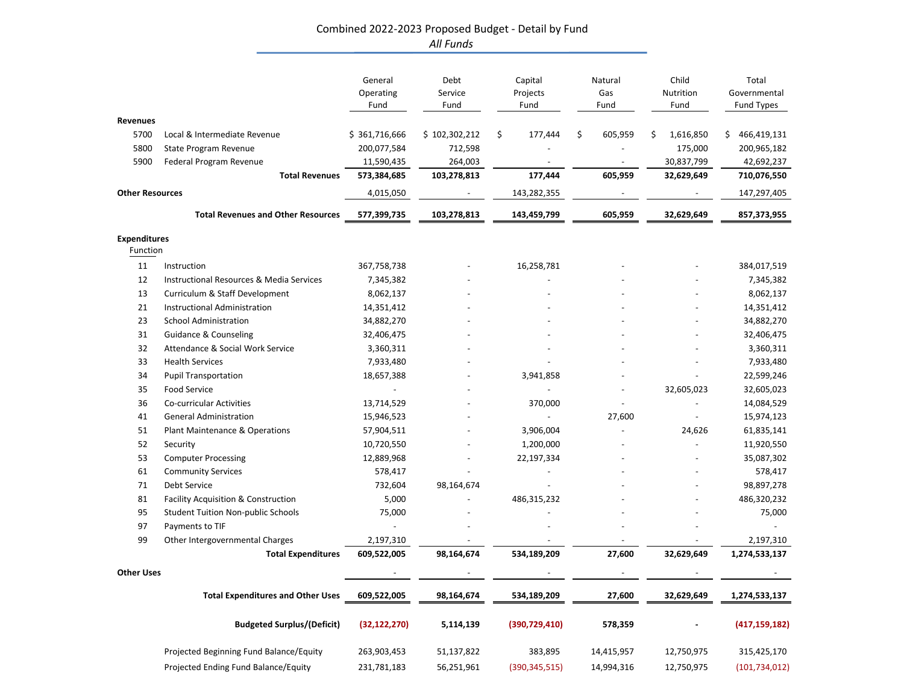# Combined 2022-2023 Proposed Budget - Detail by Fund

*All Funds*

| | | General Operating Fund | Debt Service Fund | Capital Projects Fund | Natural Gas Fund | Child Nutrition Fund | Total Governmental Fund Types |
|---|---|---|---|---|---|---|---|
| **Revenues** | | | | | | | |
| 5700 | Local & Intermediate Revenue | $ 361,716,666 | $ 102,302,212 | $ 177,444 | $ 605,959 | $ 1,616,850 | $ 466,419,131 |
| 5800 | State Program Revenue | 200,077,584 | 712,598 | - | - | 175,000 | 200,965,182 |
| 5900 | Federal Program Revenue | 11,590,435 | 264,003 | - | - | 30,837,799 | 42,692,237 |
| | **Total Revenues** | **573,384,685** | **103,278,813** | **177,444** | **605,959** | **32,629,649** | **710,076,550** |
| **Other Resources** | | 4,015,050 | - | 143,282,355 | - | - | 147,297,405 |
| | **Total Revenues and Other Resources** | **577,399,735** | **103,278,813** | **143,459,799** | **605,959** | **32,629,649** | **857,373,955** |
| **Expenditures** | | | | | | | |
| Function | | | | | | | |
| 11 | Instruction | 367,758,738 | - | 16,258,781 | - | - | 384,017,519 |
| 12 | Instructional Resources & Media Services | 7,345,382 | - | - | - | - | 7,345,382 |
| 13 | Curriculum & Staff Development | 8,062,137 | - | - | - | - | 8,062,137 |
| 21 | Instructional Administration | 14,351,412 | - | - | - | - | 14,351,412 |
| 23 | School Administration | 34,882,270 | - | - | - | - | 34,882,270 |
| 31 | Guidance & Counseling | 32,406,475 | - | - | - | - | 32,406,475 |
| 32 | Attendance & Social Work Service | 3,360,311 | - | - | - | - | 3,360,311 |
| 33 | Health Services | 7,933,480 | - | - | - | - | 7,933,480 |
| 34 | Pupil Transportation | 18,657,388 | - | 3,941,858 | - | - | 22,599,246 |
| 35 | Food Service | - | - | - | - | 32,605,023 | 32,605,023 |
| 36 | Co-curricular Activities | 13,714,529 | - | 370,000 | - | - | 14,084,529 |
| 41 | General Administration | 15,946,523 | - | - | 27,600 | - | 15,974,123 |
| 51 | Plant Maintenance & Operations | 57,904,511 | - | 3,906,004 | - | 24,626 | 61,835,141 |
| 52 | Security | 10,720,550 | - | 1,200,000 | - | - | 11,920,550 |
| 53 | Computer Processing | 12,889,968 | - | 22,197,334 | - | - | 35,087,302 |
| 61 | Community Services | 578,417 | - | - | - | - | 578,417 |
| 71 | Debt Service | 732,604 | 98,164,674 | - | - | - | 98,897,278 |
| 81 | Facility Acquisition & Construction | 5,000 | - | 486,315,232 | - | - | 486,320,232 |
| 95 | Student Tuition Non-public Schools | 75,000 | - | - | - | - | 75,000 |
| 97 | Payments to TIF | - | - | - | - | - | - |
| 99 | Other Intergovernmental Charges | 2,197,310 | - | - | - | - | 2,197,310 |
| | **Total Expenditures** | **609,522,005** | **98,164,674** | **534,189,209** | **27,600** | **32,629,649** | **1,274,533,137** |
| **Other Uses** | | - | - | - | - | - | - |
| | **Total Expenditures and Other Uses** | **609,522,005** | **98,164,674** | **534,189,209** | **27,600** | **32,629,649** | **1,274,533,137** |
| | **Budgeted Surplus/(Deficit)** | **(32,122,270)** | **5,114,139** | **(390,729,410)** | **578,359** | **-** | **(417,159,182)** |
| | Projected Beginning Fund Balance/Equity | 263,903,453 | 51,137,822 | 383,895 | 14,415,957 | 12,750,975 | 315,425,170 |
| | Projected Ending Fund Balance/Equity | 231,781,183 | 56,251,961 | (390,345,515) | 14,994,316 | 12,750,975 | (101,734,012) |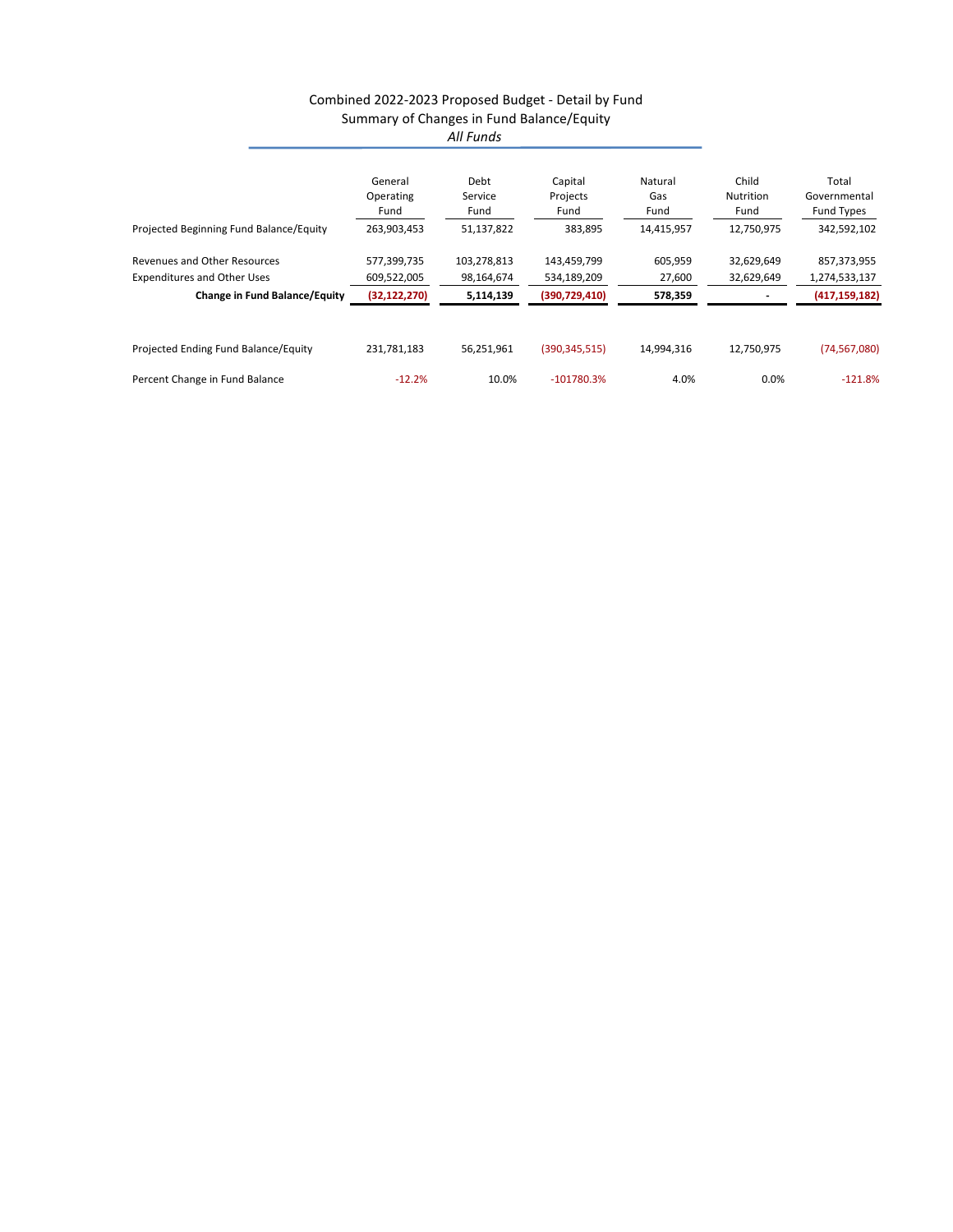Combined 2022-2023 Proposed Budget - Detail by Fund

Summary of Changes in Fund Balance/Equity

*All Funds*

| | General Operating Fund | Debt Service Fund | Capital Projects Fund | Natural Gas Fund | Child Nutrition Fund | Total Governmental Fund Types |
|---|---|---|---|---|---|---|
| Projected Beginning Fund Balance/Equity | 263,903,453 | 51,137,822 | 383,895 | 14,415,957 | 12,750,975 | 342,592,102 |
| Revenues and Other Resources | 577,399,735 | 103,278,813 | 143,459,799 | 605,959 | 32,629,649 | 857,373,955 |
| Expenditures and Other Uses | 609,522,005 | 98,164,674 | 534,189,209 | 27,600 | 32,629,649 | 1,274,533,137 |
| **Change in Fund Balance/Equity** | **(32,122,270)** | **5,114,139** | **(390,729,410)** | **578,359** | **-** | **(417,159,182)** |
| Projected Ending Fund Balance/Equity | 231,781,183 | 56,251,961 | (390,345,515) | 14,994,316 | 12,750,975 | (74,567,080) |
| Percent Change in Fund Balance | -12.2% | 10.0% | -101780.3% | 4.0% | 0.0% | -121.8% |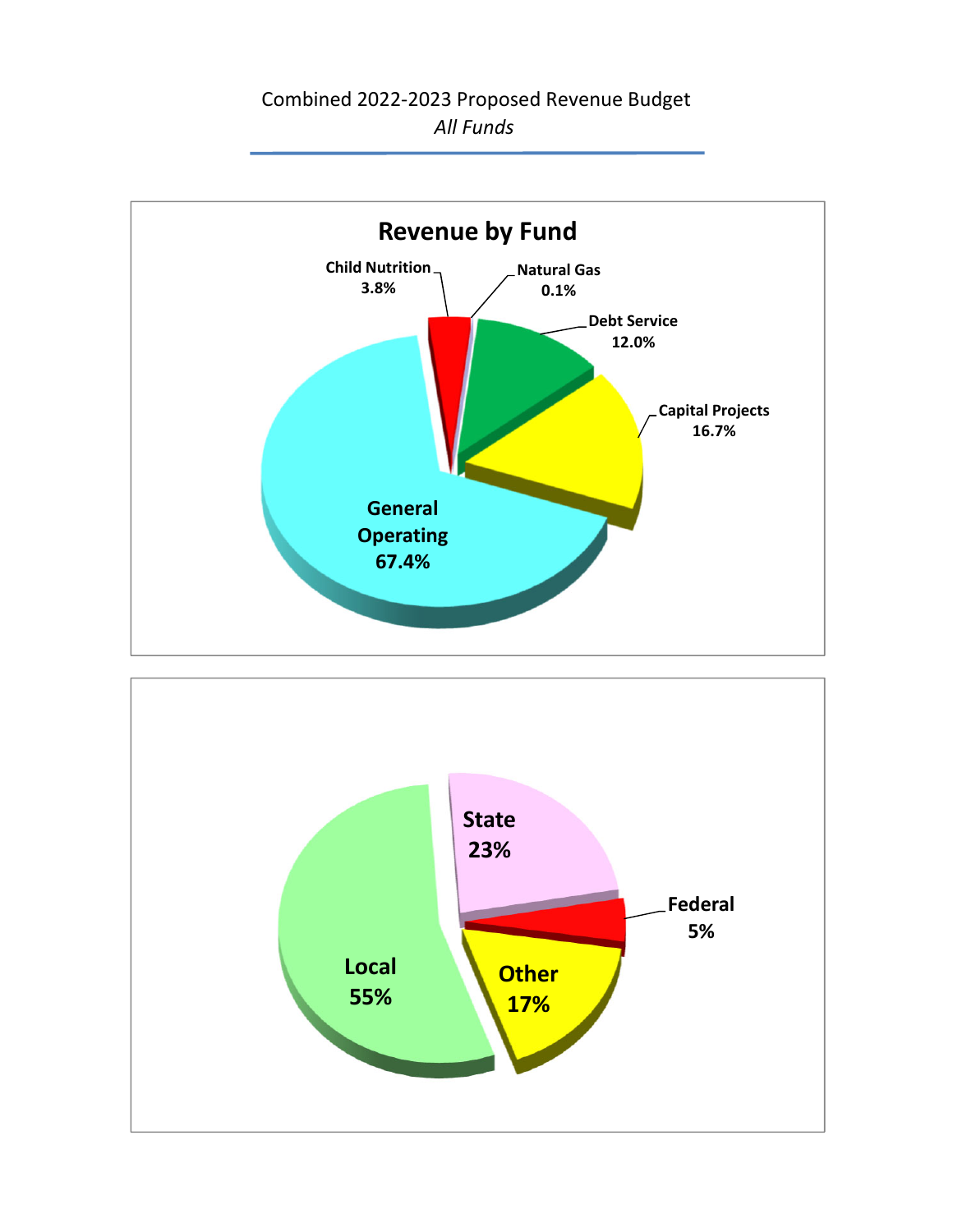Combined 2022-2023 Proposed Revenue Budget

*All Funds*

## Revenue by Fund

| Fund | Percentage |
|---|---|
| General Operating | 67.4% |
| Capital Projects | 16.7% |
| Debt Service | 12.0% |
| Child Nutrition | 3.8% |
| Natural Gas | 0.1% |

| Source | Percentage |
|---|---|
| Local | 55% |
| State | 23% |
| Other | 17% |
| Federal | 5% |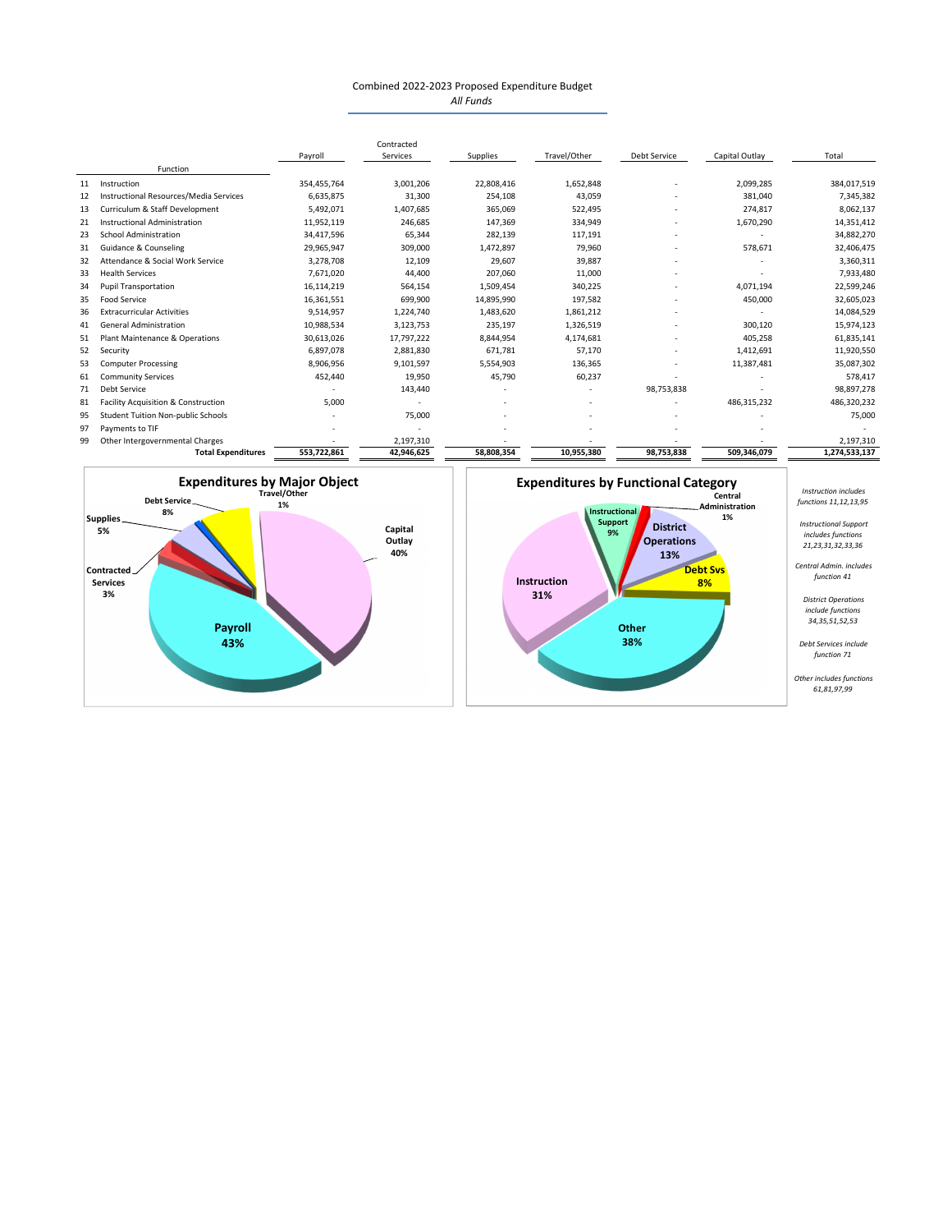Combined 2022-2023 Proposed Expenditure Budget

*All Funds*

| | Function | Payroll | Contracted Services | Supplies | Travel/Other | Debt Service | Capital Outlay | Total |
|---|---|---|---|---|---|---|---|---|
| 11 | Instruction | 354,455,764 | 3,001,206 | 22,808,416 | 1,652,848 | - | 2,099,285 | 384,017,519 |
| 12 | Instructional Resources/Media Services | 6,635,875 | 31,300 | 254,108 | 43,059 | - | 381,040 | 7,345,382 |
| 13 | Curriculum & Staff Development | 5,492,071 | 1,407,685 | 365,069 | 522,495 | - | 274,817 | 8,062,137 |
| 21 | Instructional Administration | 11,952,119 | 246,685 | 147,369 | 334,949 | - | 1,670,290 | 14,351,412 |
| 23 | School Administration | 34,417,596 | 65,344 | 282,139 | 117,191 | - | - | 34,882,270 |
| 31 | Guidance & Counseling | 29,965,947 | 309,000 | 1,472,897 | 79,960 | - | 578,671 | 32,406,475 |
| 32 | Attendance & Social Work Service | 3,278,708 | 12,109 | 29,607 | 39,887 | - | - | 3,360,311 |
| 33 | Health Services | 7,671,020 | 44,400 | 207,060 | 11,000 | - | - | 7,933,480 |
| 34 | Pupil Transportation | 16,114,219 | 564,154 | 1,509,454 | 340,225 | - | 4,071,194 | 22,599,246 |
| 35 | Food Service | 16,361,551 | 699,900 | 14,895,990 | 197,582 | - | 450,000 | 32,605,023 |
| 36 | Extracurricular Activities | 9,514,957 | 1,224,740 | 1,483,620 | 1,861,212 | - | - | 14,084,529 |
| 41 | General Administration | 10,988,534 | 3,123,753 | 235,197 | 1,326,519 | - | 300,120 | 15,974,123 |
| 51 | Plant Maintenance & Operations | 30,613,026 | 17,797,222 | 8,844,954 | 4,174,681 | - | 405,258 | 61,835,141 |
| 52 | Security | 6,897,078 | 2,881,830 | 671,781 | 57,170 | - | 1,412,691 | 11,920,550 |
| 53 | Computer Processing | 8,906,956 | 9,101,597 | 5,554,903 | 136,365 | - | 11,387,481 | 35,087,302 |
| 61 | Community Services | 452,440 | 19,950 | 45,790 | 60,237 | - | - | 578,417 |
| 71 | Debt Service | - | 143,440 | - | - | 98,753,838 | - | 98,897,278 |
| 81 | Facility Acquisition & Construction | 5,000 | - | - | - | - | 486,315,232 | 486,320,232 |
| 95 | Student Tuition Non-public Schools | - | 75,000 | - | - | - | - | 75,000 |
| 97 | Payments to TIF | - | - | - | - | - | - | - |
| 99 | Other Intergovernmental Charges | - | 2,197,310 | - | - | - | - | 2,197,310 |
| | **Total Expenditures** | **553,722,861** | **42,946,625** | **58,808,354** | **10,955,380** | **98,753,838** | **509,346,079** | **1,274,533,137** |

**Expenditures by Major Object**

Travel/Other 1%
Debt Service 8%
Supplies 5%
Contracted Services 3%
Capital Outlay 40%
Payroll 43%

**Expenditures by Functional Category**

Instructional Support 9%
Central Administration 1%
District Operations 13%
Debt Svs 8%
Instruction 31%
Other 38%

*Instruction includes functions 11,12,13,95*

*Instructional Support includes functions 21,23,31,32,33,36*

*Central Admin. includes function 41*

*District Operations include functions 34,35,51,52,53*

*Debt Services include function 71*

*Other includes functions 61,81,97,99*